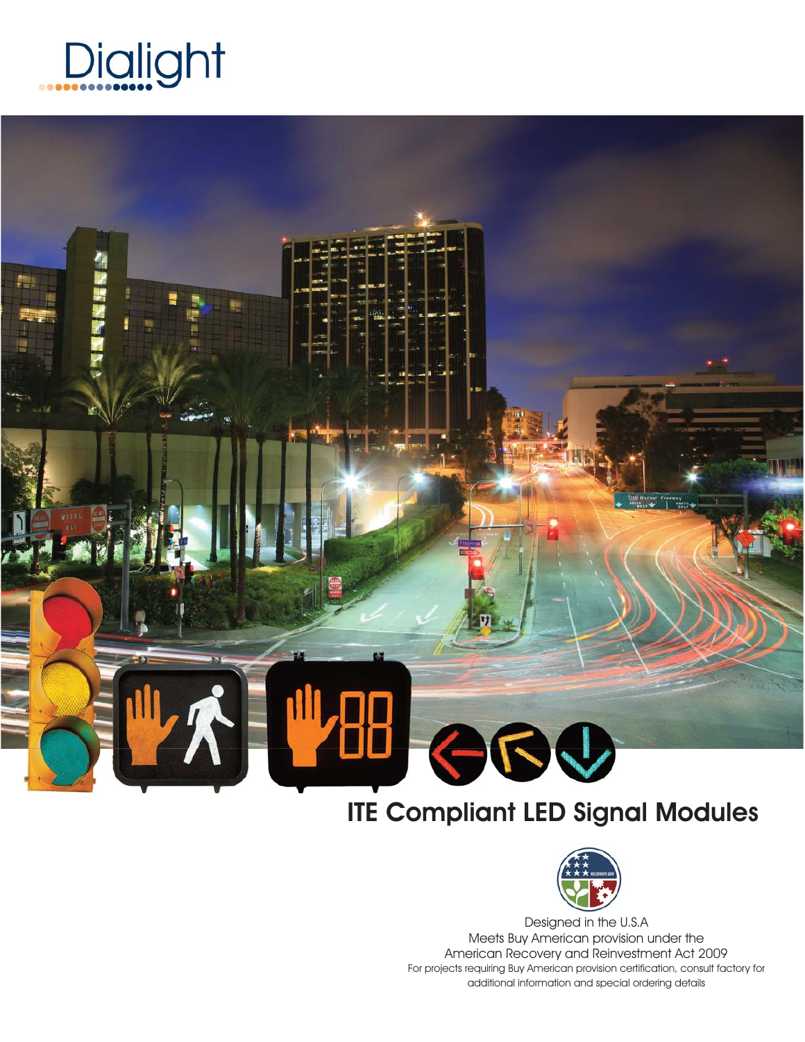Dialight

# ITE Compliant LED Signal Modules

Designed in the U.S.A
Meets Buy American provision under the
American Recovery and Reinvestment Act 2009
For projects requiring Buy American provision certification, consult factory for additional information and special ordering details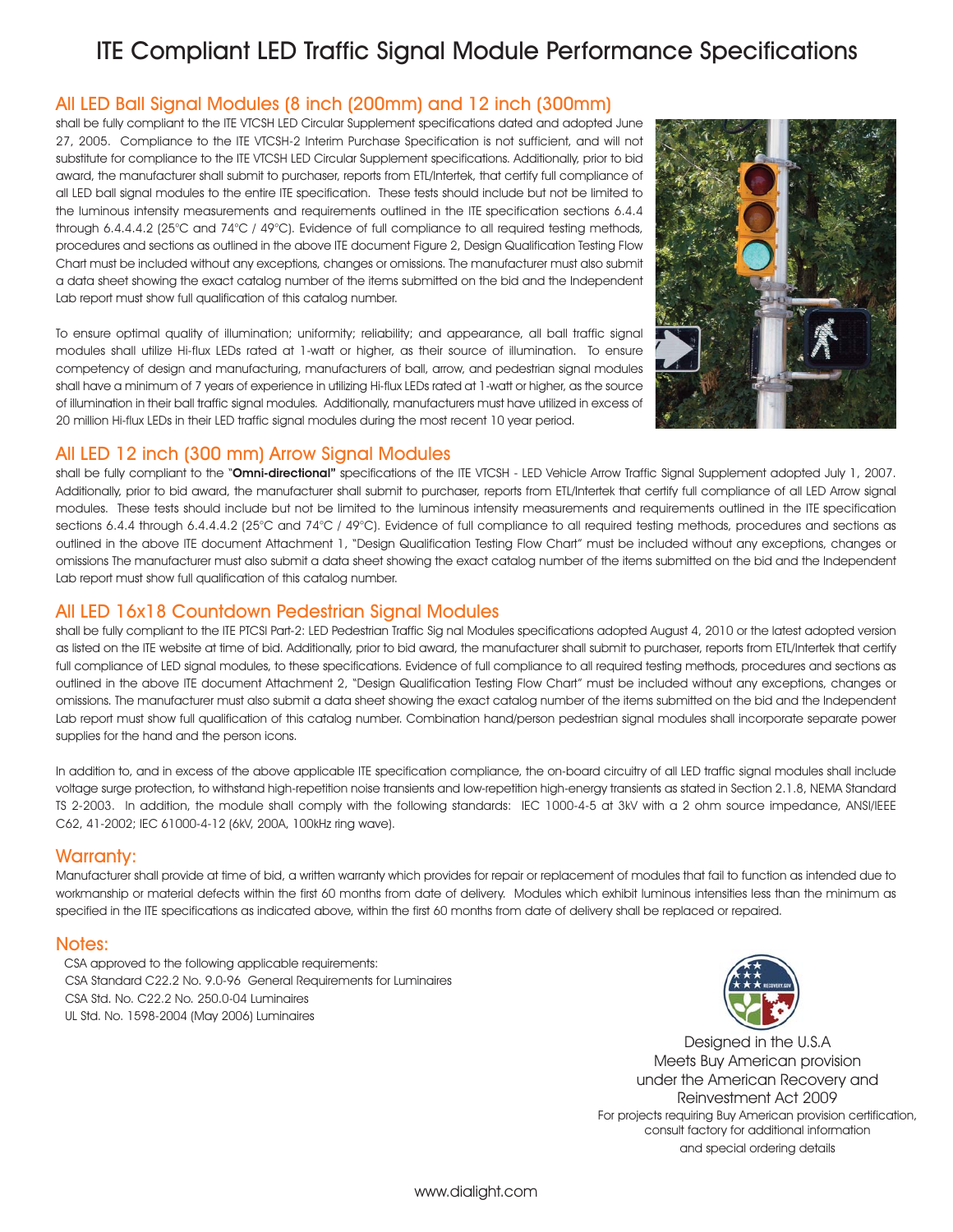# ITE Compliant LED Traffic Signal Module Performance Specifications

## All LED Ball Signal Modules (8 inch (200mm) and 12 inch (300mm)

shall be fully compliant to the ITE VTCSH LED Circular Supplement specifications dated and adopted June 27, 2005. Compliance to the ITE VTCSH-2 Interim Purchase Specification is not sufficient, and will not substitute for compliance to the ITE VTCSH LED Circular Supplement specifications. Additionally, prior to bid award, the manufacturer shall submit to purchaser, reports from ETL/Intertek, that certify full compliance of all LED ball signal modules to the entire ITE specification. These tests should include but not be limited to the luminous intensity measurements and requirements outlined in the ITE specification sections 6.4.4 through 6.4.4.4.2 (25°C and 74°C / 49°C). Evidence of full compliance to all required testing methods, procedures and sections as outlined in the above ITE document Figure 2, Design Qualification Testing Flow Chart must be included without any exceptions, changes or omissions. The manufacturer must also submit a data sheet showing the exact catalog number of the items submitted on the bid and the Independent Lab report must show full qualification of this catalog number.

To ensure optimal quality of illumination; uniformity; reliability; and appearance, all ball traffic signal modules shall utilize Hi-flux LEDs rated at 1-watt or higher, as their source of illumination. To ensure competency of design and manufacturing, manufacturers of ball, arrow, and pedestrian signal modules shall have a minimum of 7 years of experience in utilizing Hi-flux LEDs rated at 1-watt or higher, as the source of illumination in their ball traffic signal modules. Additionally, manufacturers must have utilized in excess of 20 million Hi-flux LEDs in their LED traffic signal modules during the most recent 10 year period.

## All LED 12 inch (300 mm) Arrow Signal Modules

shall be fully compliant to the "**Omni-directional"** specifications of the ITE VTCSH - LED Vehicle Arrow Traffic Signal Supplement adopted July 1, 2007. Additionally, prior to bid award, the manufacturer shall submit to purchaser, reports from ETL/Intertek that certify full compliance of all LED Arrow signal modules. These tests should include but not be limited to the luminous intensity measurements and requirements outlined in the ITE specification sections 6.4.4 through 6.4.4.4.2 (25°C and 74°C / 49°C). Evidence of full compliance to all required testing methods, procedures and sections as outlined in the above ITE document Attachment 1, "Design Qualification Testing Flow Chart" must be included without any exceptions, changes or omissions The manufacturer must also submit a data sheet showing the exact catalog number of the items submitted on the bid and the Independent Lab report must show full qualification of this catalog number.

## All LED 16x18 Countdown Pedestrian Signal Modules

shall be fully compliant to the ITE PTCSI Part-2: LED Pedestrian Traffic Sig nal Modules specifications adopted August 4, 2010 or the latest adopted version as listed on the ITE website at time of bid. Additionally, prior to bid award, the manufacturer shall submit to purchaser, reports from ETL/Intertek that certify full compliance of LED signal modules, to these specifications. Evidence of full compliance to all required testing methods, procedures and sections as outlined in the above ITE document Attachment 2, "Design Qualification Testing Flow Chart" must be included without any exceptions, changes or omissions. The manufacturer must also submit a data sheet showing the exact catalog number of the items submitted on the bid and the Independent Lab report must show full qualification of this catalog number. Combination hand/person pedestrian signal modules shall incorporate separate power supplies for the hand and the person icons.

In addition to, and in excess of the above applicable ITE specification compliance, the on-board circuitry of all LED traffic signal modules shall include voltage surge protection, to withstand high-repetition noise transients and low-repetition high-energy transients as stated in Section 2.1.8, NEMA Standard TS 2-2003. In addition, the module shall comply with the following standards: IEC 1000-4-5 at 3kV with a 2 ohm source impedance, ANSI/IEEE C62, 41-2002; IEC 61000-4-12 (6kV, 200A, 100kHz ring wave).

## Warranty:

Manufacturer shall provide at time of bid, a written warranty which provides for repair or replacement of modules that fail to function as intended due to workmanship or material defects within the first 60 months from date of delivery. Modules which exhibit luminous intensities less than the minimum as specified in the ITE specifications as indicated above, within the first 60 months from date of delivery shall be replaced or repaired.

## Notes:

CSA approved to the following applicable requirements:
CSA Standard C22.2 No. 9.0-96 General Requirements for Luminaires
CSA Std. No. C22.2 No. 250.0-04 Luminaires
UL Std. No. 1598-2004 (May 2006) Luminaires

Designed in the U.S.A
Meets Buy American provision
under the American Recovery and
Reinvestment Act 2009
For projects requiring Buy American provision certification,
consult factory for additional information
and special ordering details

www.dialight.com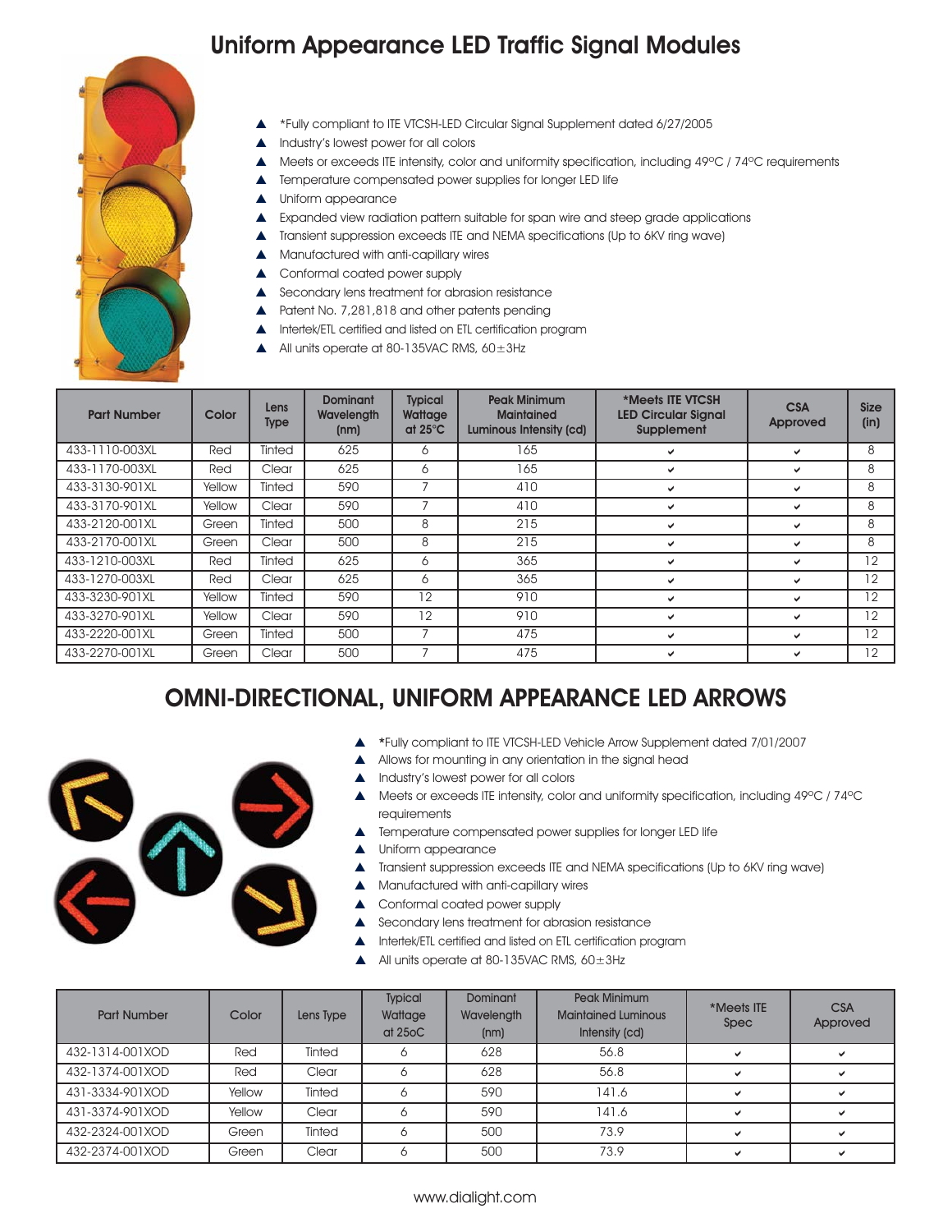# Uniform Appearance LED Traffic Signal Modules

- *Fully compliant to ITE VTCSH-LED Circular Signal Supplement dated 6/27/2005
- Industry's lowest power for all colors
- Meets or exceeds ITE intensity, color and uniformity specification, including 49ºC / 74ºC requirements
- Temperature compensated power supplies for longer LED life
- Uniform appearance
- Expanded view radiation pattern suitable for span wire and steep grade applications
- Transient suppression exceeds ITE and NEMA specifications (Up to 6KV ring wave)
- Manufactured with anti-capillary wires
- Conformal coated power supply
- Secondary lens treatment for abrasion resistance
- Patent No. 7,281,818 and other patents pending
- Intertek/ETL certified and listed on ETL certification program
- All units operate at 80-135VAC RMS, 60±3Hz

| Part Number | Color | Lens Type | Dominant Wavelength (nm) | Typical Wattage at 25°C | Peak Minimum Maintained Luminous Intensity (cd) | *Meets ITE VTCSH LED Circular Signal Supplement | CSA Approved | Size (in) |
|---|---|---|---|---|---|---|---|---|
| 433-1110-003XL | Red | Tinted | 625 | 6 | 165 | ✔ | ✔ | 8 |
| 433-1170-003XL | Red | Clear | 625 | 6 | 165 | ✔ | ✔ | 8 |
| 433-3130-901XL | Yellow | Tinted | 590 | 7 | 410 | ✔ | ✔ | 8 |
| 433-3170-901XL | Yellow | Clear | 590 | 7 | 410 | ✔ | ✔ | 8 |
| 433-2120-001XL | Green | Tinted | 500 | 8 | 215 | ✔ | ✔ | 8 |
| 433-2170-001XL | Green | Clear | 500 | 8 | 215 | ✔ | ✔ | 8 |
| 433-1210-003XL | Red | Tinted | 625 | 6 | 365 | ✔ | ✔ | 12 |
| 433-1270-003XL | Red | Clear | 625 | 6 | 365 | ✔ | ✔ | 12 |
| 433-3230-901XL | Yellow | Tinted | 590 | 12 | 910 | ✔ | ✔ | 12 |
| 433-3270-901XL | Yellow | Clear | 590 | 12 | 910 | ✔ | ✔ | 12 |
| 433-2220-001XL | Green | Tinted | 500 | 7 | 475 | ✔ | ✔ | 12 |
| 433-2270-001XL | Green | Clear | 500 | 7 | 475 | ✔ | ✔ | 12 |

# OMNI-DIRECTIONAL, UNIFORM APPEARANCE LED ARROWS

- *Fully compliant to ITE VTCSH-LED Vehicle Arrow Supplement dated 7/01/2007
- Allows for mounting in any orientation in the signal head
- Industry's lowest power for all colors
- Meets or exceeds ITE intensity, color and uniformity specification, including 49ºC / 74ºC requirements
- Temperature compensated power supplies for longer LED life
- Uniform appearance
- Transient suppression exceeds ITE and NEMA specifications (Up to 6KV ring wave)
- Manufactured with anti-capillary wires
- Conformal coated power supply
- Secondary lens treatment for abrasion resistance
- Intertek/ETL certified and listed on ETL certification program
- All units operate at 80-135VAC RMS, 60±3Hz

| Part Number | Color | Lens Type | Typical Wattage at 25oC | Dominant Wavelength (nm) | Peak Minimum Maintained Luminous Intensity (cd) | *Meets ITE Spec | CSA Approved |
|---|---|---|---|---|---|---|---|
| 432-1314-001XOD | Red | Tinted | 6 | 628 | 56.8 | ✔ | ✔ |
| 432-1374-001XOD | Red | Clear | 6 | 628 | 56.8 | ✔ | ✔ |
| 431-3334-901XOD | Yellow | Tinted | 6 | 590 | 141.6 | ✔ | ✔ |
| 431-3374-901XOD | Yellow | Clear | 6 | 590 | 141.6 | ✔ | ✔ |
| 432-2324-001XOD | Green | Tinted | 6 | 500 | 73.9 | ✔ | ✔ |
| 432-2374-001XOD | Green | Clear | 6 | 500 | 73.9 | ✔ | ✔ |

www.dialight.com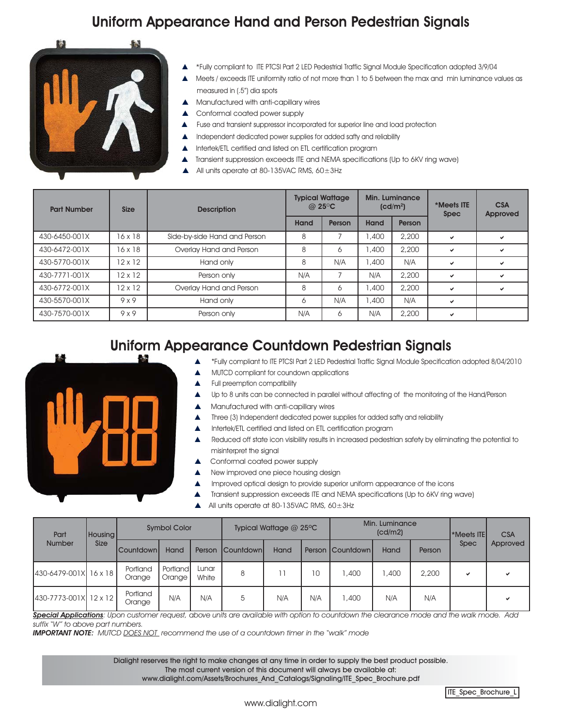# Uniform Appearance Hand and Person Pedestrian Signals

- *Fully compliant to ITE PTCSI Part 2 LED Pedestrian Traffic Signal Module Specification adopted 3/9/04
- Meets / exceeds ITE uniformity ratio of not more than 1 to 5 between the max and min luminance values as measured in (.5") dia spots
- Manufactured with anti-capillary wires
- Conformal coated power supply
- Fuse and transient suppressor incorporated for superior line and load protection
- Independent dedicated power supplies for added safty and reliability
- Intertek/ETL certified and listed on ETL certification program
- Transient suppression exceeds ITE and NEMA specifications (Up to 6KV ring wave)
- All units operate at 80-135VAC RMS, 60±3Hz

| Part Number | Size | Description | Typical Wattage @ 25°C | | Min. Luminance (cd/m²) | | *Meets ITE Spec | CSA Approved |
|---|---|---|---|---|---|---|---|---|
| | | | Hand | Person | Hand | Person | | |
| 430-6450-001X | 16 x 18 | Side-by-side Hand and Person | 8 | 7 | 1,400 | 2,200 | ✔ | ✔ |
| 430-6472-001X | 16 x 18 | Overlay Hand and Person | 8 | 6 | 1,400 | 2,200 | ✔ | ✔ |
| 430-5770-001X | 12 x 12 | Hand only | 8 | N/A | 1,400 | N/A | ✔ | ✔ |
| 430-7771-001X | 12 x 12 | Person only | N/A | 7 | N/A | 2,200 | ✔ | ✔ |
| 430-6772-001X | 12 x 12 | Overlay Hand and Person | 8 | 6 | 1,400 | 2,200 | ✔ | ✔ |
| 430-5570-001X | 9 x 9 | Hand only | 6 | N/A | 1,400 | N/A | ✔ | |
| 430-7570-001X | 9 x 9 | Person only | N/A | 6 | N/A | 2,200 | ✔ | |

# Uniform Appearance Countdown Pedestrian Signals

- *Fully compliant to ITE PTCSI Part 2 LED Pedestrian Traffic Signal Module Specification adopted 8/04/2010
- MUTCD compliant for coundown applications
- Full preemption compatibility
- Up to 8 units can be connected in parallel without affecting of the monitoring of the Hand/Person
- Manufactured with anti-capillary wires
- Three (3) Independent dedicated power supplies for added safty and reliability
- Intertek/ETL certified and listed on ETL certification program
- Reduced off state icon visibility results in increased pedestrian safety by eliminating the potential to misinterpret the signal
- Conformal coated power supply
- New improved one piece housing design
- Improved optical design to provide superior uniform appearance of the icons
- Transient suppression exceeds ITE and NEMA specifications (Up to 6KV ring wave)
- All units operate at 80-135VAC RMS, 60±3Hz

| Part Number | Housing Size | Symbol Color | | | Typical Wattage @ 25°C | | | Min. Luminance (cd/m2) | | | *Meets ITE Spec | CSA Approved |
|---|---|---|---|---|---|---|---|---|---|---|---|---|
| | | Countdown | Hand | Person | Countdown | Hand | Person | Countdown | Hand | Person | | |
| 430-6479-001X | 16 x 18 | Portland Orange | Portland Orange | Lunar White | 8 | 11 | 10 | 1,400 | 1,400 | 2,200 | ✔ | ✔ |
| 430-7773-001X | 12 x 12 | Portland Orange | N/A | N/A | 5 | N/A | N/A | 1,400 | N/A | N/A | | ✔ |

***Special Applications***: *Upon customer request, above units are available with option to countdown the clearance mode and the walk mode. Add suffix "W" to above part numbers.*

***IMPORTANT NOTE:*** *MUTCD DOES NOT recommend the use of a countdown timer in the "walk" mode*

Dialight reserves the right to make changes at any time in order to supply the best product possible.
The most current version of this document will always be available at:
www.dialight.com/Assets/Brochures_And_Catalogs/Signaling/ITE_Spec_Brochure.pdf

ITE_Spec_Brochure_L

www.dialight.com